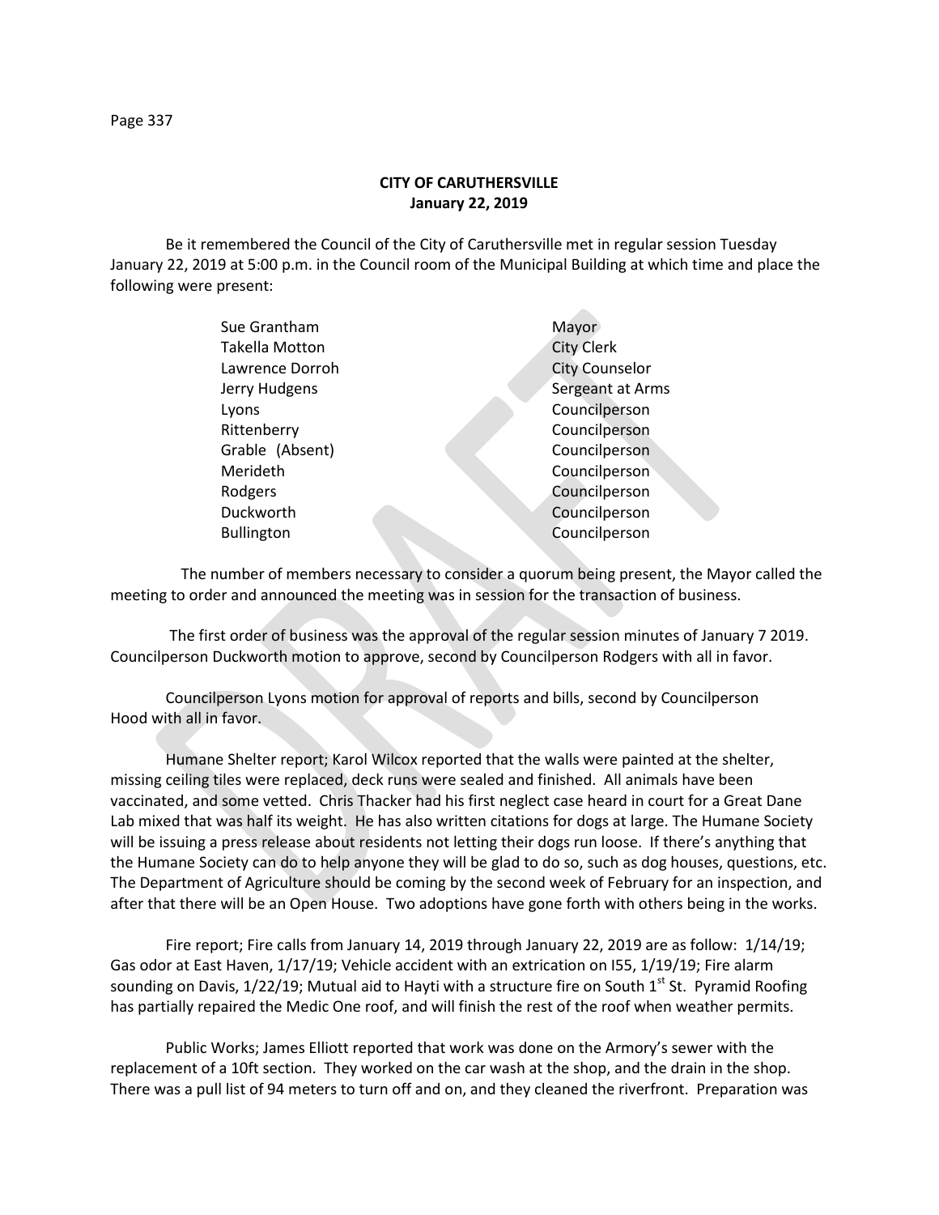**CITY OF CARUTHERSVILLE**
**January 22, 2019**

Be it remembered the Council of the City of Caruthersville met in regular session Tuesday January 22, 2019 at 5:00 p.m. in the Council room of the Municipal Building at which time and place the following were present:

| | |
|---|---|
| Sue Grantham | Mayor |
| Takella Motton | City Clerk |
| Lawrence Dorroh | City Counselor |
| Jerry Hudgens | Sergeant at Arms |
| Lyons | Councilperson |
| Rittenberry | Councilperson |
| Grable (Absent) | Councilperson |
| Merideth | Councilperson |
| Rodgers | Councilperson |
| Duckworth | Councilperson |
| Bullington | Councilperson |

The number of members necessary to consider a quorum being present, the Mayor called the meeting to order and announced the meeting was in session for the transaction of business.

The first order of business was the approval of the regular session minutes of January 7 2019. Councilperson Duckworth motion to approve, second by Councilperson Rodgers with all in favor.

Councilperson Lyons motion for approval of reports and bills, second by Councilperson Hood with all in favor.

Humane Shelter report; Karol Wilcox reported that the walls were painted at the shelter, missing ceiling tiles were replaced, deck runs were sealed and finished. All animals have been vaccinated, and some vetted. Chris Thacker had his first neglect case heard in court for a Great Dane Lab mixed that was half its weight. He has also written citations for dogs at large. The Humane Society will be issuing a press release about residents not letting their dogs run loose. If there's anything that the Humane Society can do to help anyone they will be glad to do so, such as dog houses, questions, etc. The Department of Agriculture should be coming by the second week of February for an inspection, and after that there will be an Open House. Two adoptions have gone forth with others being in the works.

Fire report; Fire calls from January 14, 2019 through January 22, 2019 are as follow: 1/14/19; Gas odor at East Haven, 1/17/19; Vehicle accident with an extrication on I55, 1/19/19; Fire alarm sounding on Davis, 1/22/19; Mutual aid to Hayti with a structure fire on South 1st St. Pyramid Roofing has partially repaired the Medic One roof, and will finish the rest of the roof when weather permits.

Public Works; James Elliott reported that work was done on the Armory's sewer with the replacement of a 10ft section. They worked on the car wash at the shop, and the drain in the shop. There was a pull list of 94 meters to turn off and on, and they cleaned the riverfront. Preparation was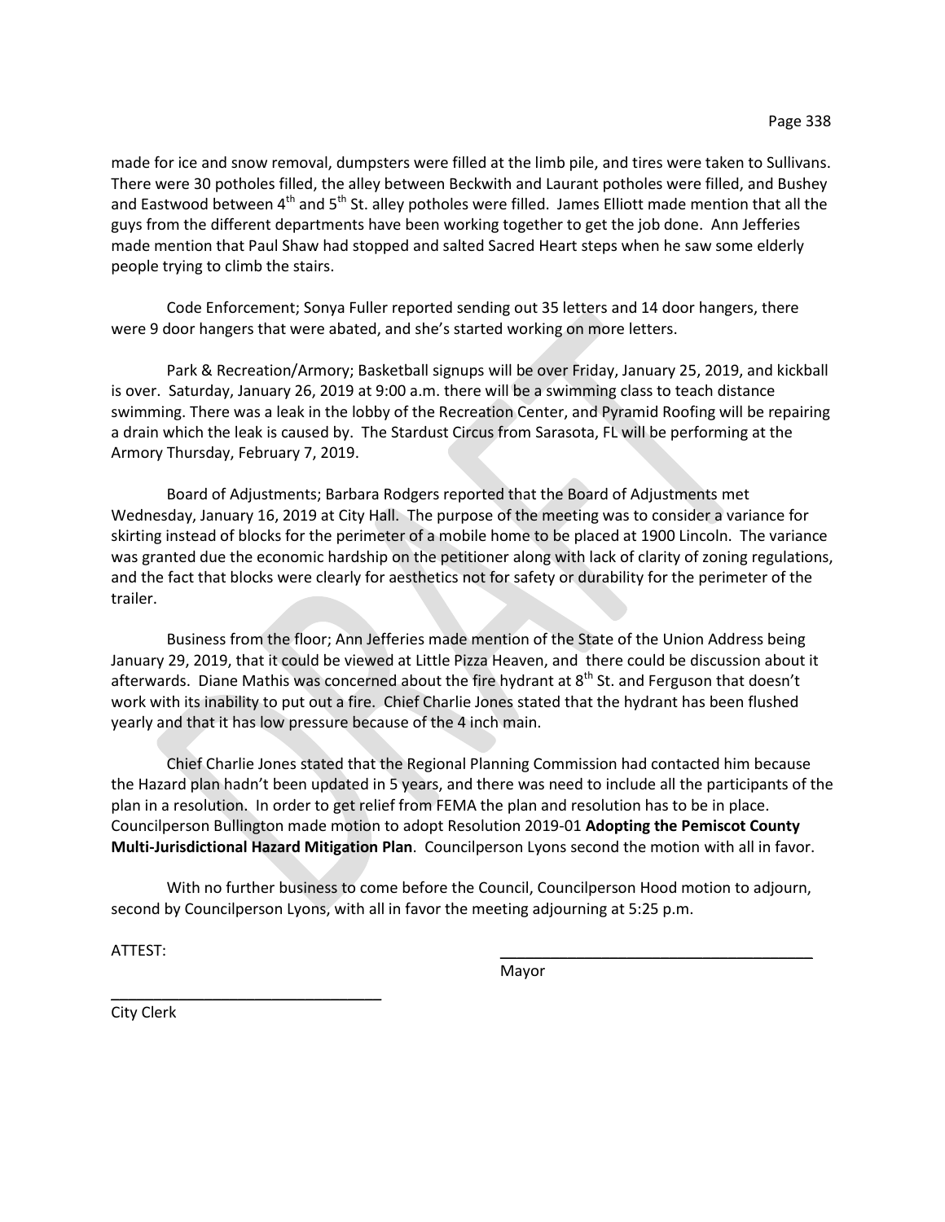made for ice and snow removal, dumpsters were filled at the limb pile, and tires were taken to Sullivans. There were 30 potholes filled, the alley between Beckwith and Laurant potholes were filled, and Bushey and Eastwood between 4th and 5th St. alley potholes were filled. James Elliott made mention that all the guys from the different departments have been working together to get the job done. Ann Jefferies made mention that Paul Shaw had stopped and salted Sacred Heart steps when he saw some elderly people trying to climb the stairs.

Code Enforcement; Sonya Fuller reported sending out 35 letters and 14 door hangers, there were 9 door hangers that were abated, and she's started working on more letters.

Park & Recreation/Armory; Basketball signups will be over Friday, January 25, 2019, and kickball is over. Saturday, January 26, 2019 at 9:00 a.m. there will be a swimming class to teach distance swimming. There was a leak in the lobby of the Recreation Center, and Pyramid Roofing will be repairing a drain which the leak is caused by. The Stardust Circus from Sarasota, FL will be performing at the Armory Thursday, February 7, 2019.

Board of Adjustments; Barbara Rodgers reported that the Board of Adjustments met Wednesday, January 16, 2019 at City Hall. The purpose of the meeting was to consider a variance for skirting instead of blocks for the perimeter of a mobile home to be placed at 1900 Lincoln. The variance was granted due the economic hardship on the petitioner along with lack of clarity of zoning regulations, and the fact that blocks were clearly for aesthetics not for safety or durability for the perimeter of the trailer.

Business from the floor; Ann Jefferies made mention of the State of the Union Address being January 29, 2019, that it could be viewed at Little Pizza Heaven, and there could be discussion about it afterwards. Diane Mathis was concerned about the fire hydrant at 8th St. and Ferguson that doesn't work with its inability to put out a fire. Chief Charlie Jones stated that the hydrant has been flushed yearly and that it has low pressure because of the 4 inch main.

Chief Charlie Jones stated that the Regional Planning Commission had contacted him because the Hazard plan hadn't been updated in 5 years, and there was need to include all the participants of the plan in a resolution. In order to get relief from FEMA the plan and resolution has to be in place. Councilperson Bullington made motion to adopt Resolution 2019-01 **Adopting the Pemiscot County Multi-Jurisdictional Hazard Mitigation Plan**. Councilperson Lyons second the motion with all in favor.

With no further business to come before the Council, Councilperson Hood motion to adjourn, second by Councilperson Lyons, with all in favor the meeting adjourning at 5:25 p.m.

ATTEST:

_____________________________________
Mayor

_______________________________
City Clerk